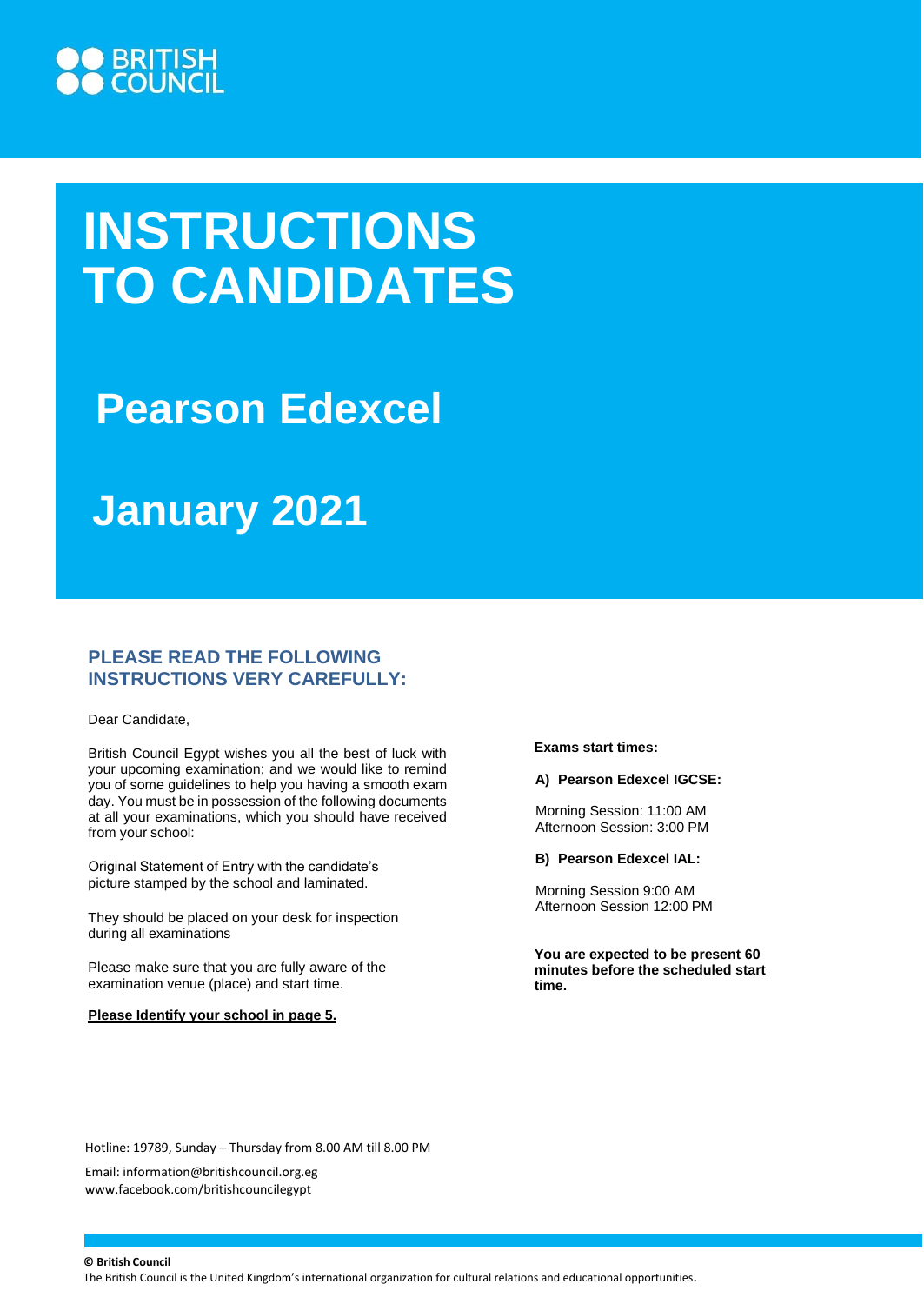BRITISH COUNCIL

# INSTRUCTIONS TO CANDIDATES

## Pearson Edexcel

## January 2021

### PLEASE READ THE FOLLOWING INSTRUCTIONS VERY CAREFULLY:

Dear Candidate,

British Council Egypt wishes you all the best of luck with your upcoming examination; and we would like to remind you of some guidelines to help you having a smooth exam day. You must be in possession of the following documents at all your examinations, which you should have received from your school:

Original Statement of Entry with the candidate's picture stamped by the school and laminated.

They should be placed on your desk for inspection during all examinations

Please make sure that you are fully aware of the examination venue (place) and start time.

**Please Identify your school in page 5.**

**Exams start times:**

**A) Pearson Edexcel IGCSE:**

Morning Session: 11:00 AM
Afternoon Session: 3:00 PM

**B) Pearson Edexcel IAL:**

Morning Session 9:00 AM
Afternoon Session 12:00 PM

**You are expected to be present 60 minutes before the scheduled start time.**

Hotline: 19789, Sunday – Thursday from 8.00 AM till 8.00 PM

Email: information@britishcouncil.org.eg
www.facebook.com/britishcouncilegypt

**© British Council**
The British Council is the United Kingdom's international organization for cultural relations and educational opportunities.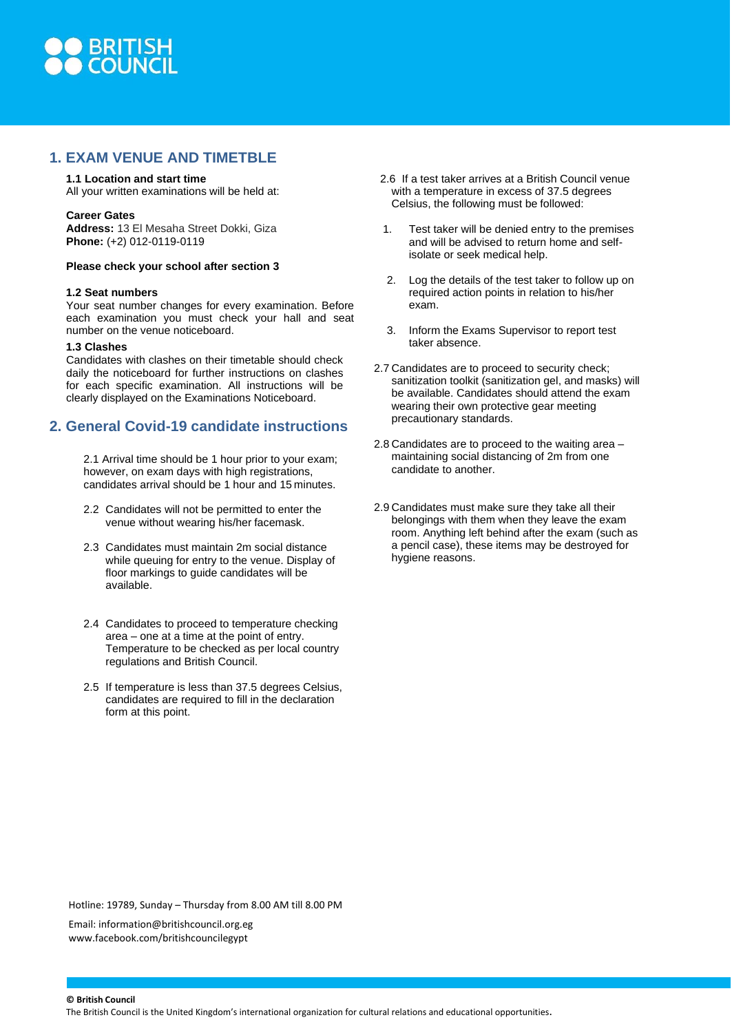## 1. EXAM VENUE AND TIMETBLE

**1.1 Location and start time**
All your written examinations will be held at:

**Career Gates**
**Address:** 13 El Mesaha Street Dokki, Giza
**Phone:** (+2) 012-0119-0119

**Please check your school after section 3**

**1.2 Seat numbers**
Your seat number changes for every examination. Before each examination you must check your hall and seat number on the venue noticeboard.

**1.3 Clashes**
Candidates with clashes on their timetable should check daily the noticeboard for further instructions on clashes for each specific examination. All instructions will be clearly displayed on the Examinations Noticeboard.

## 2. General Covid-19 candidate instructions

2.1 Arrival time should be 1 hour prior to your exam; however, on exam days with high registrations, candidates arrival should be 1 hour and 15 minutes.

2.2 Candidates will not be permitted to enter the venue without wearing his/her facemask.

2.3 Candidates must maintain 2m social distance while queuing for entry to the venue. Display of floor markings to guide candidates will be available.

2.4 Candidates to proceed to temperature checking area – one at a time at the point of entry. Temperature to be checked as per local country regulations and British Council.

2.5 If temperature is less than 37.5 degrees Celsius, candidates are required to fill in the declaration form at this point.

2.6 If a test taker arrives at a British Council venue with a temperature in excess of 37.5 degrees Celsius, the following must be followed:

1. Test taker will be denied entry to the premises and will be advised to return home and self-isolate or seek medical help.
2. Log the details of the test taker to follow up on required action points in relation to his/her exam.
3. Inform the Exams Supervisor to report test taker absence.

2.7 Candidates are to proceed to security check; sanitization toolkit (sanitization gel, and masks) will be available. Candidates should attend the exam wearing their own protective gear meeting precautionary standards.

2.8 Candidates are to proceed to the waiting area – maintaining social distancing of 2m from one candidate to another.

2.9 Candidates must make sure they take all their belongings with them when they leave the exam room. Anything left behind after the exam (such as a pencil case), these items may be destroyed for hygiene reasons.

Hotline: 19789, Sunday – Thursday from 8.00 AM till 8.00 PM

Email: information@britishcouncil.org.eg
www.facebook.com/britishcouncilegypt

**© British Council**
The British Council is the United Kingdom's international organization for cultural relations and educational opportunities.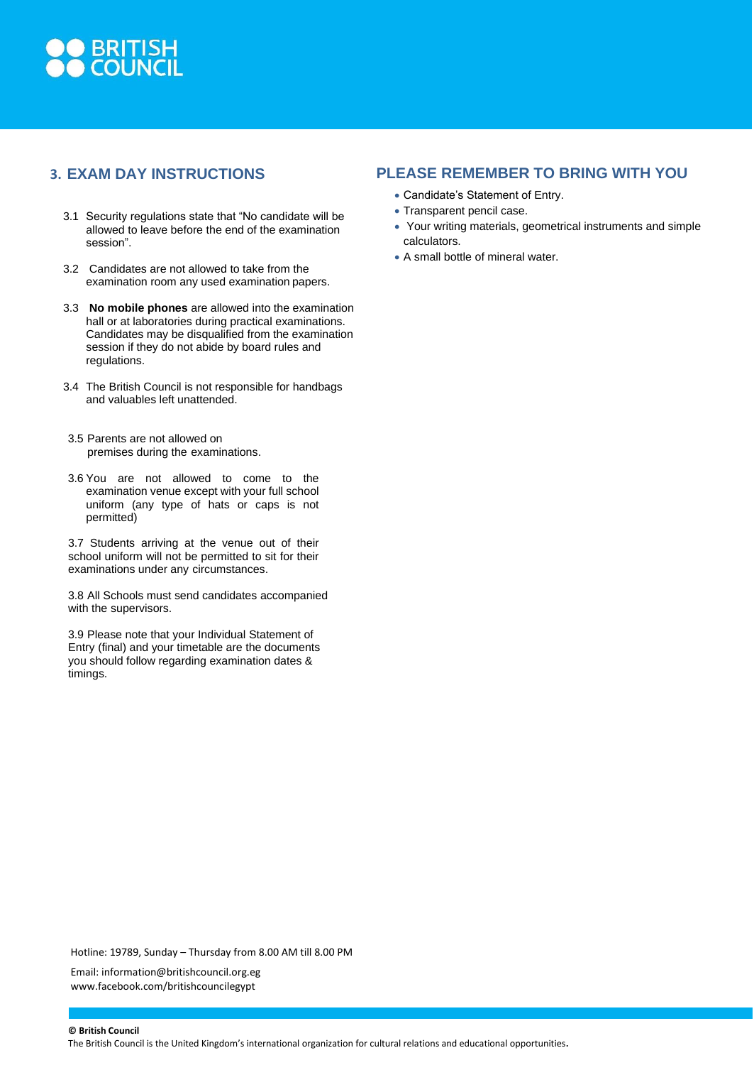## 3. EXAM DAY INSTRUCTIONS

3.1 Security regulations state that "No candidate will be allowed to leave before the end of the examination session".

3.2 Candidates are not allowed to take from the examination room any used examination papers.

3.3 **No mobile phones** are allowed into the examination hall or at laboratories during practical examinations. Candidates may be disqualified from the examination session if they do not abide by board rules and regulations.

3.4 The British Council is not responsible for handbags and valuables left unattended.

3.5 Parents are not allowed on premises during the examinations.

3.6 You are not allowed to come to the examination venue except with your full school uniform (any type of hats or caps is not permitted)

3.7 Students arriving at the venue out of their school uniform will not be permitted to sit for their examinations under any circumstances.

3.8 All Schools must send candidates accompanied with the supervisors.

3.9 Please note that your Individual Statement of Entry (final) and your timetable are the documents you should follow regarding examination dates & timings.

## PLEASE REMEMBER TO BRING WITH YOU

- Candidate's Statement of Entry.
- Transparent pencil case.
- Your writing materials, geometrical instruments and simple calculators.
- A small bottle of mineral water.

Hotline: 19789, Sunday – Thursday from 8.00 AM till 8.00 PM

Email: information@britishcouncil.org.eg
www.facebook.com/britishcouncilegypt

**© British Council**
The British Council is the United Kingdom's international organization for cultural relations and educational opportunities.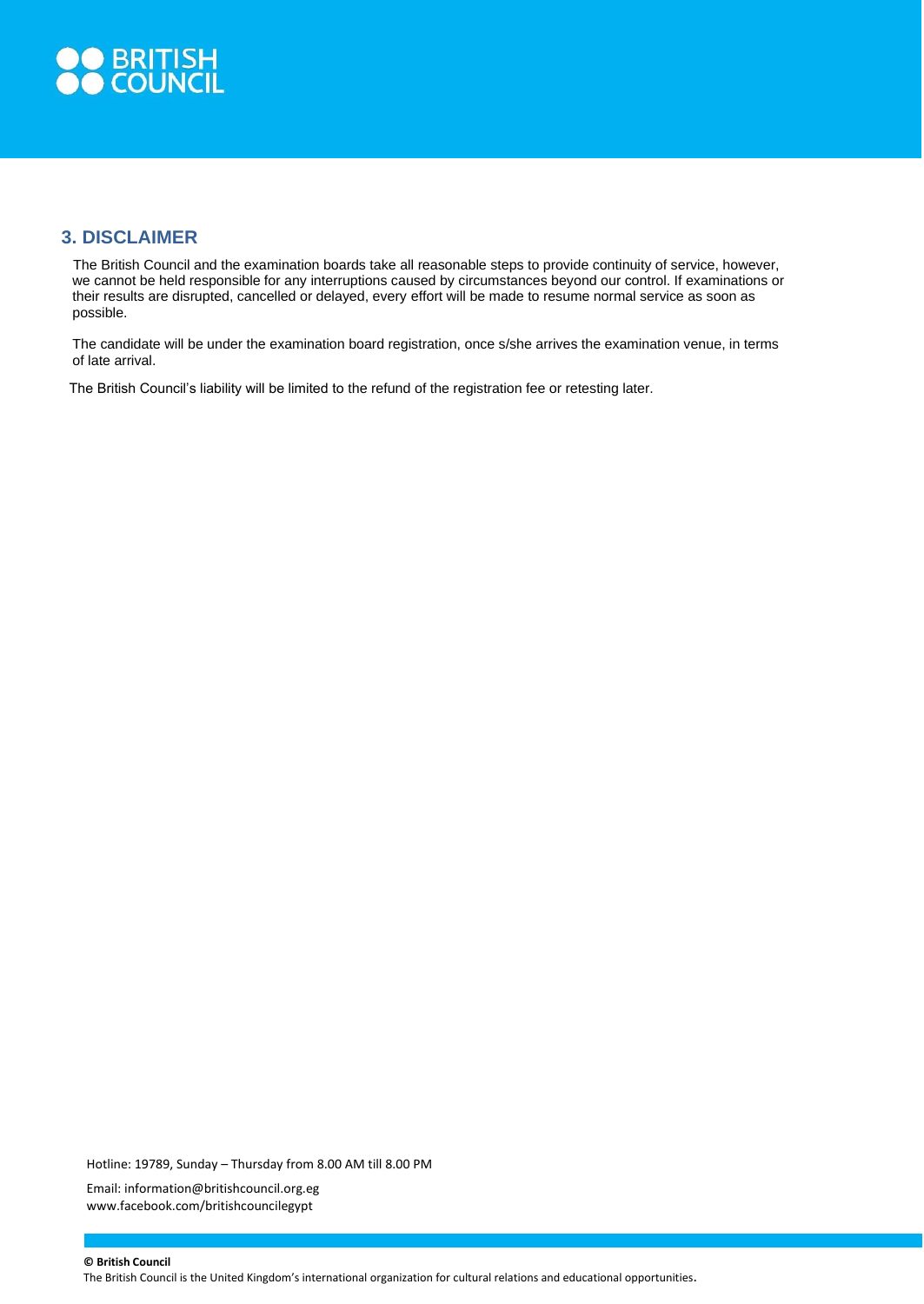## 3. DISCLAIMER

The British Council and the examination boards take all reasonable steps to provide continuity of service, however, we cannot be held responsible for any interruptions caused by circumstances beyond our control. If examinations or their results are disrupted, cancelled or delayed, every effort will be made to resume normal service as soon as possible.

The candidate will be under the examination board registration, once s/she arrives the examination venue, in terms of late arrival.

The British Council's liability will be limited to the refund of the registration fee or retesting later.

Hotline: 19789, Sunday – Thursday from 8.00 AM till 8.00 PM

Email: information@britishcouncil.org.eg
www.facebook.com/britishcouncilegypt

**© British Council**
The British Council is the United Kingdom's international organization for cultural relations and educational opportunities.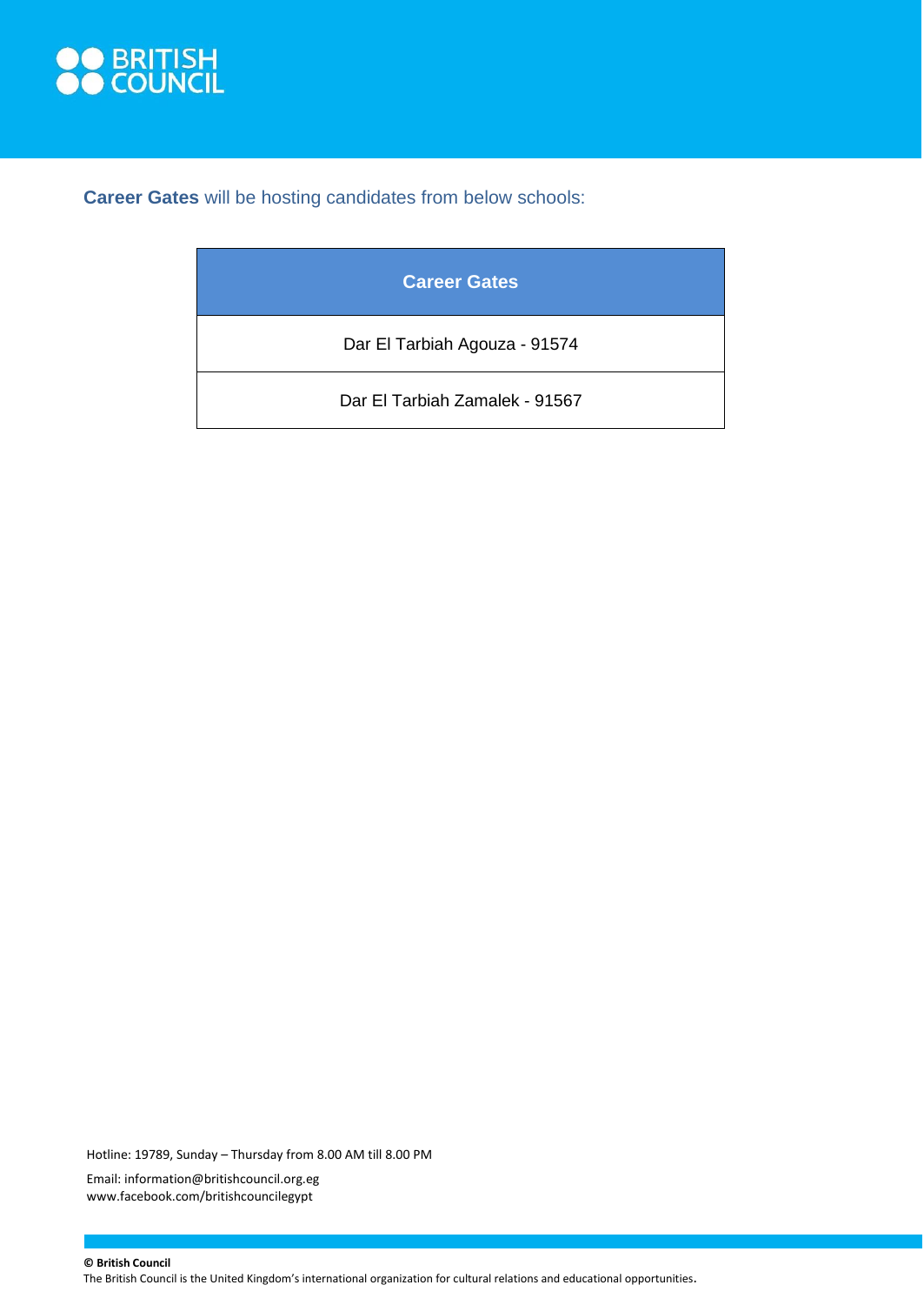**Career Gates** will be hosting candidates from below schools:

| Career Gates |
|---|
| Dar El Tarbiah Agouza - 91574 |
| Dar El Tarbiah Zamalek - 91567 |

Hotline: 19789, Sunday – Thursday from 8.00 AM till 8.00 PM

Email: information@britishcouncil.org.eg
www.facebook.com/britishcouncilegypt

**© British Council**
The British Council is the United Kingdom's international organization for cultural relations and educational opportunities.